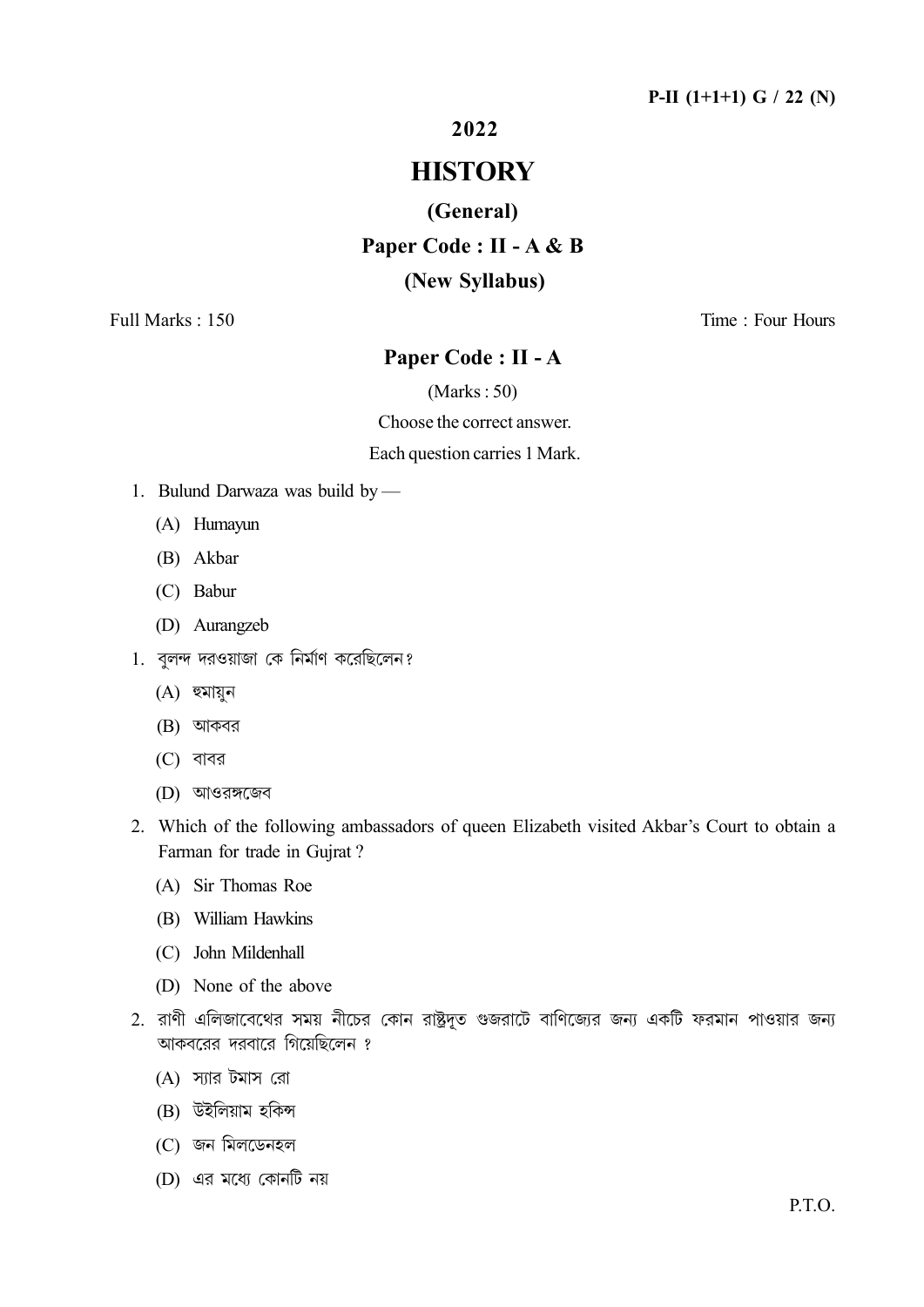**P-II (1+1+1) G / 22 (N)**

## 2022

# HISTORY

### (General)

### Paper Code : II - A & B

### (New Syllabus)

Full Marks : 150 Time : Four Hours

### Paper Code : II - A

(Marks : 50)

Choose the correct answer.

Each question carries 1 Mark.

1. Bulund Darwaza was build by —
   (A) Humayun
   (B) Akbar
   (C) Babur
   (D) Aurangzeb

1. বুলন্দ দরওয়াজা কে নির্মাণ করেছিলেন?
   (A) হুমায়ুন
   (B) আকবর
   (C) বাবর
   (D) আওরঙ্গজেব

2. Which of the following ambassadors of queen Elizabeth visited Akbar's Court to obtain a Farman for trade in Gujrat ?
   (A) Sir Thomas Roe
   (B) William Hawkins
   (C) John Mildenhall
   (D) None of the above

2. রাণী এলিজাবেথের সময় নীচের কোন রাষ্ট্রদূত গুজরাটে বাণিজ্যের জন্য একটি ফরমান পাওয়ার জন্য আকবরের দরবারে গিয়েছিলেন ?
   (A) স্যার টমাস রো
   (B) উইলিয়াম হকিন্স
   (C) জন মিলডেনহল
   (D) এর মধ্যে কোনটি নয়

P.T.O.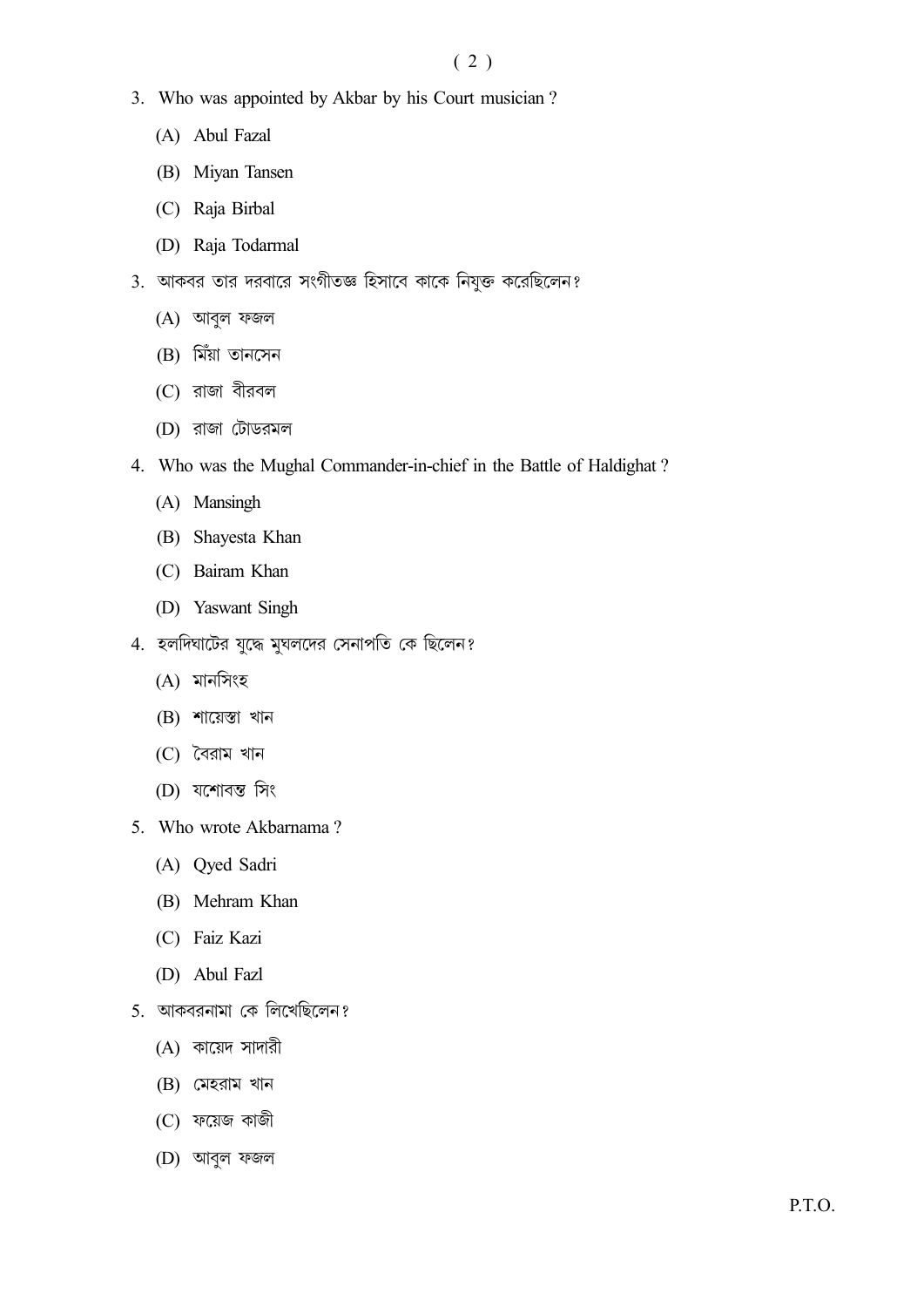3. Who was appointed by Akbar by his Court musician ?

   (A) Abul Fazal

   (B) Miyan Tansen

   (C) Raja Birbal

   (D) Raja Todarmal

3. আকবর তার দরবারে সংগীতজ্ঞ হিসাবে কাকে নিযুক্ত করেছিলেন?

   (A) আবুল ফজল

   (B) মিঁয়া তানসেন

   (C) রাজা বীরবল

   (D) রাজা টোডরমল

4. Who was the Mughal Commander-in-chief in the Battle of Haldighat ?

   (A) Mansingh

   (B) Shayesta Khan

   (C) Bairam Khan

   (D) Yaswant Singh

4. হলদিঘাটের যুদ্ধে মুঘলদের সেনাপতি কে ছিলেন?

   (A) মানসিংহ

   (B) শায়েস্তা খান

   (C) বৈরাম খান

   (D) যশোবন্ত সিং

5. Who wrote Akbarnama ?

   (A) Qyed Sadri

   (B) Mehram Khan

   (C) Faiz Kazi

   (D) Abul Fazl

5. আকবরনামা কে লিখেছিলেন?

   (A) কায়েদ সাদারী

   (B) মেহরাম খান

   (C) ফয়েজ কাজী

   (D) আবুল ফজল

P.T.O.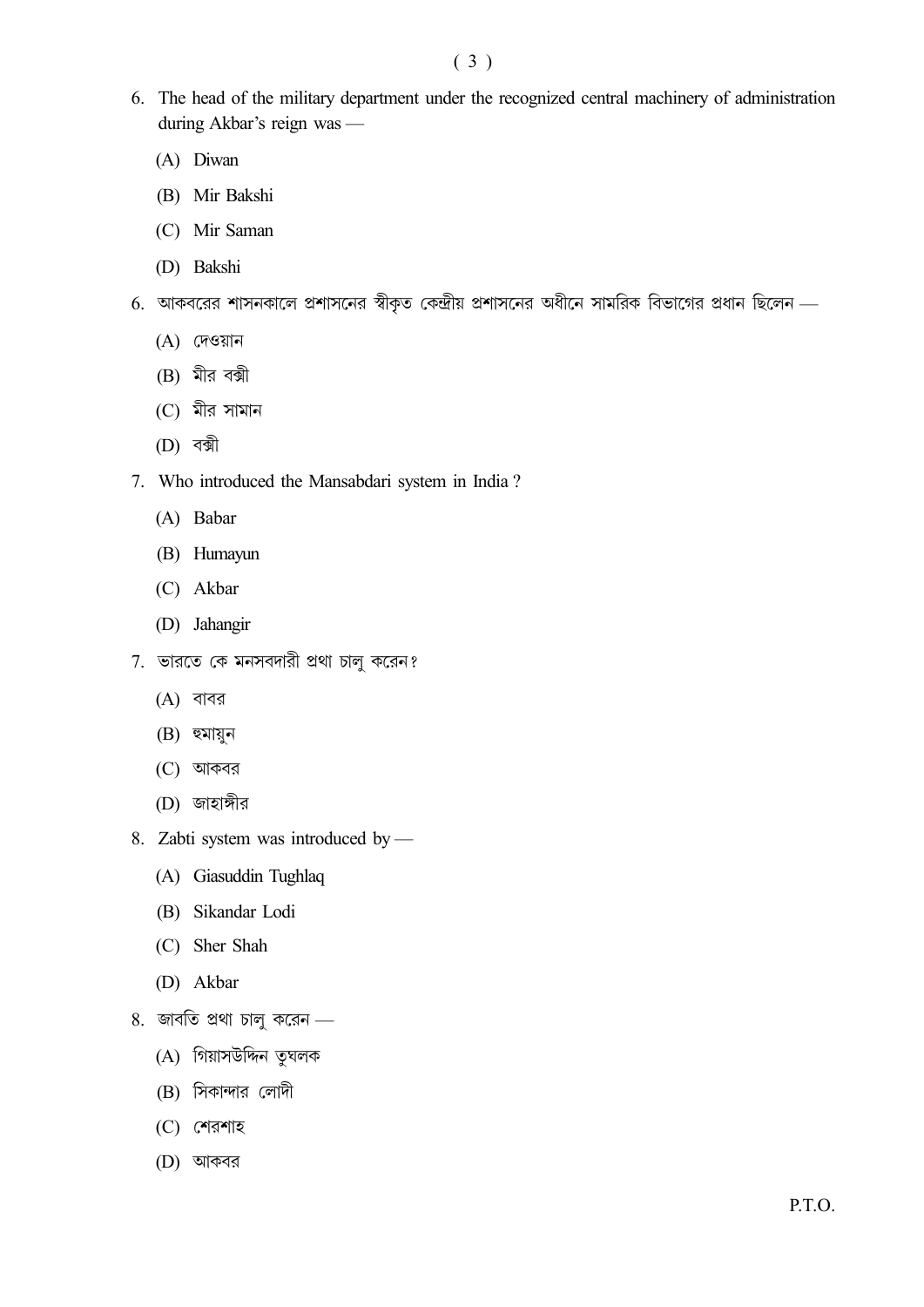6. The head of the military department under the recognized central machinery of administration during Akbar's reign was —

   (A) Diwan

   (B) Mir Bakshi

   (C) Mir Saman

   (D) Bakshi

6. আকবরের শাসনকালে প্রশাসনের স্বীকৃত কেন্দ্রীয় প্রশাসনের অধীনে সামরিক বিভাগের প্রধান ছিলেন —

   (A) দেওয়ান

   (B) মীর বক্সী

   (C) মীর সামান

   (D) বক্সী

7. Who introduced the Mansabdari system in India ?

   (A) Babar

   (B) Humayun

   (C) Akbar

   (D) Jahangir

7. ভারতে কে মনসবদারী প্রথা চালু করেন?

   (A) বাবর

   (B) হুমায়ুন

   (C) আকবর

   (D) জাহাঙ্গীর

8. Zabti system was introduced by —

   (A) Giasuddin Tughlaq

   (B) Sikandar Lodi

   (C) Sher Shah

   (D) Akbar

8. জাবতি প্রথা চালু করেন —

   (A) গিয়াসউদ্দিন তুঘলক

   (B) সিকান্দার লোদী

   (C) শেরশাহ

   (D) আকবর

P.T.O.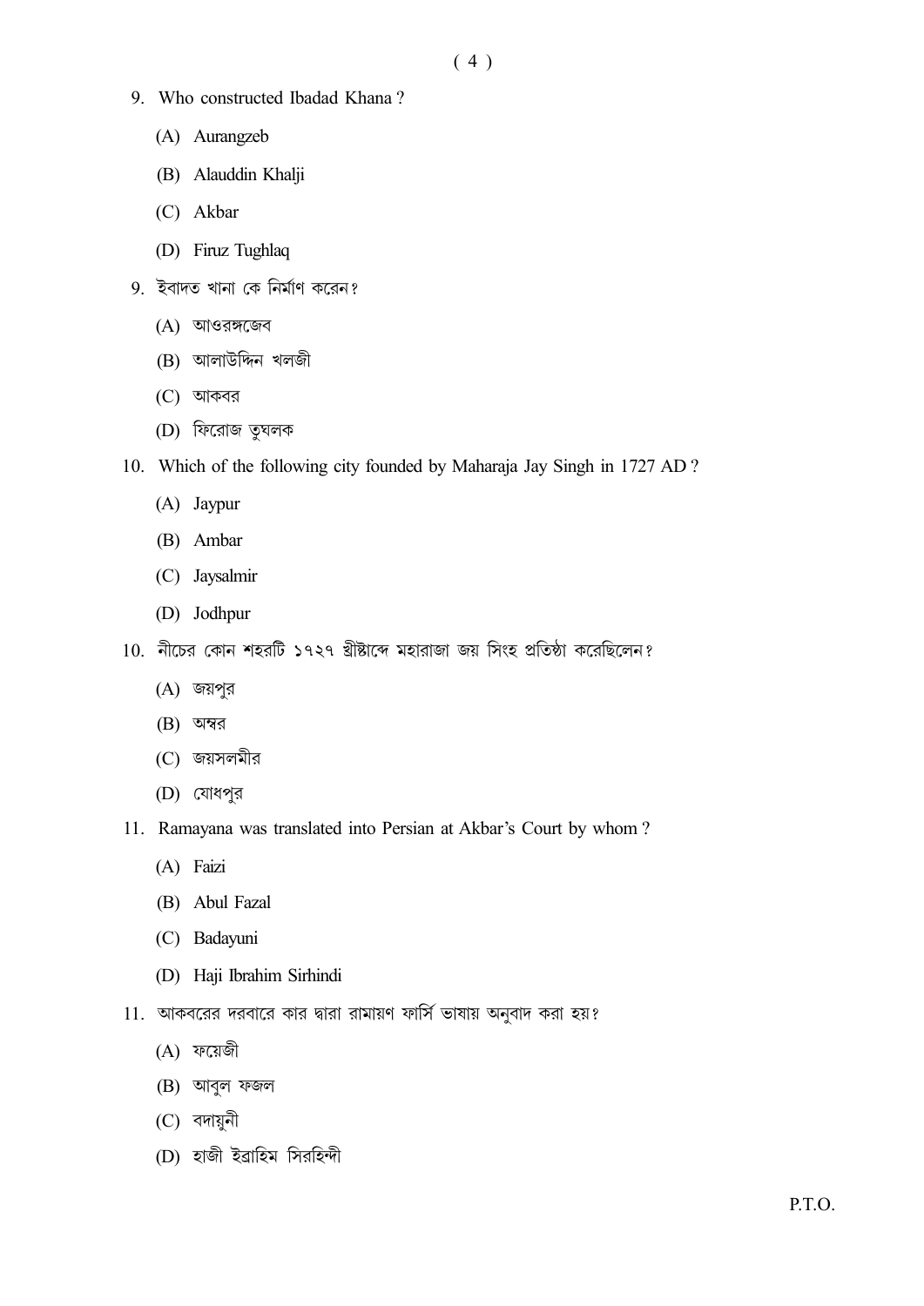9. Who constructed Ibadad Khana ?

(A) Aurangzeb

(B) Alauddin Khalji

(C) Akbar

(D) Firuz Tughlaq

9. ইবাদত খানা কে নির্মাণ করেন?

(A) আওরঙ্গজেব

(B) আলাউদ্দিন খলজী

(C) আকবর

(D) ফিরোজ তুঘলক

10. Which of the following city founded by Maharaja Jay Singh in 1727 AD ?

(A) Jaypur

(B) Ambar

(C) Jaysalmir

(D) Jodhpur

10. নীচের কোন শহরটি ১৭২৭ খ্রীষ্টাব্দে মহারাজা জয় সিংহ প্রতিষ্ঠা করেছিলেন?

(A) জয়পুর

(B) অম্বর

(C) জয়সলমীর

(D) যোধপুর

11. Ramayana was translated into Persian at Akbar's Court by whom ?

(A) Faizi

(B) Abul Fazal

(C) Badayuni

(D) Haji Ibrahim Sirhindi

11. আকবরের দরবারে কার দ্বারা রামায়ণ ফার্সি ভাষায় অনুবাদ করা হয়?

(A) ফয়েজী

(B) আবুল ফজল

(C) বদায়ুনী

(D) হাজী ইব্রাহিম সিরহিন্দী

P.T.O.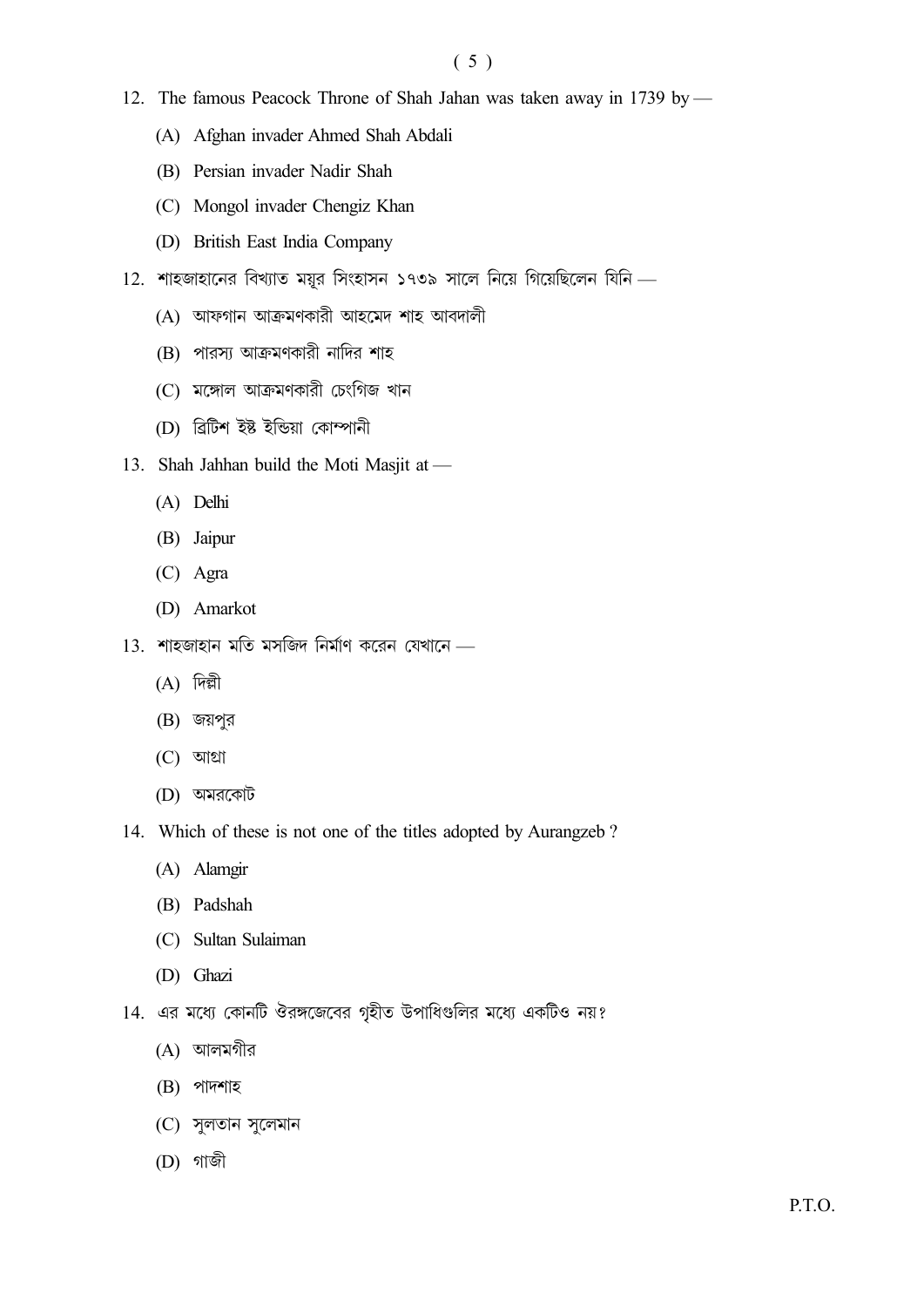12. The famous Peacock Throne of Shah Jahan was taken away in 1739 by —

    (A) Afghan invader Ahmed Shah Abdali

    (B) Persian invader Nadir Shah

    (C) Mongol invader Chengiz Khan

    (D) British East India Company

12. শাহজাহানের বিখ্যাত ময়ূর সিংহাসন ১৭৩৯ সালে নিয়ে গিয়েছিলেন যিনি —

    (A) আফগান আক্রমণকারী আহমেদ শাহ আবদালী

    (B) পারস্য আক্রমণকারী নাদির শাহ

    (C) মঙ্গোল আক্রমণকারী চেংগিজ খান

    (D) ব্রিটিশ ইষ্ট ইন্ডিয়া কোম্পানী

13. Shah Jahhan build the Moti Masjit at —

    (A) Delhi

    (B) Jaipur

    (C) Agra

    (D) Amarkot

13. শাহজাহান মতি মসজিদ নির্মাণ করেন যেখানে —

    (A) দিল্লী

    (B) জয়পুর

    (C) আগ্রা

    (D) অমরকোট

14. Which of these is not one of the titles adopted by Aurangzeb ?

    (A) Alamgir

    (B) Padshah

    (C) Sultan Sulaiman

    (D) Ghazi

14. এর মধ্যে কোনটি ঔরঙ্গজেবের গৃহীত উপাধিগুলির মধ্যে একটিও নয়?

    (A) আলমগীর

    (B) পাদশাহ

    (C) সুলতান সুলেমান

    (D) গাজী

P.T.O.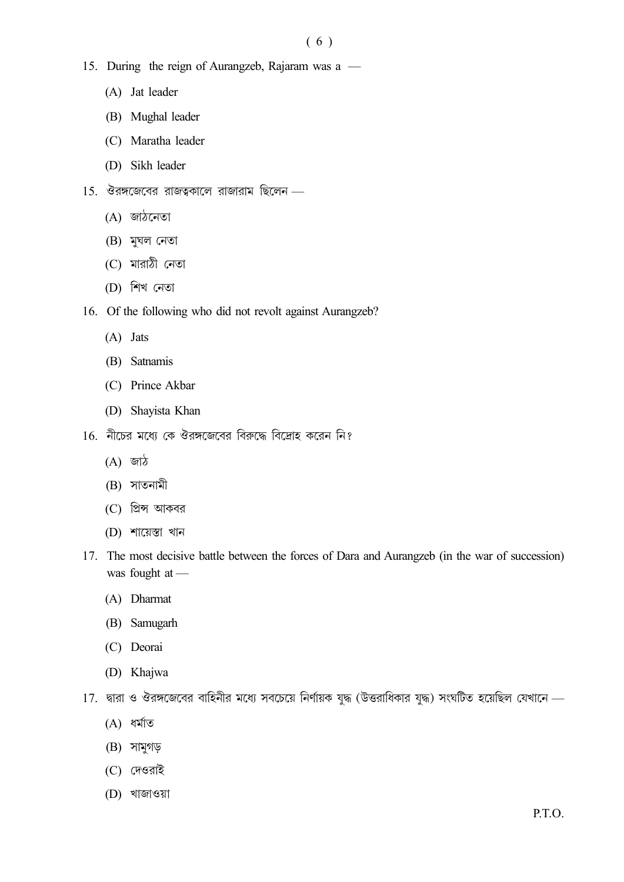15. During the reign of Aurangzeb, Rajaram was a —

 (A) Jat leader

 (B) Mughal leader

 (C) Maratha leader

 (D) Sikh leader

15. ঔরঙ্গজেবের রাজত্বকালে রাজারাম ছিলেন —

 (A) জাঠনেতা

 (B) মুঘল নেতা

 (C) মারাঠী নেতা

 (D) শিখ নেতা

16. Of the following who did not revolt against Aurangzeb?

 (A) Jats

 (B) Satnamis

 (C) Prince Akbar

 (D) Shayista Khan

16. নীচের মধ্যে কে ঔরঙ্গজেবের বিরুদ্ধে বিদ্রোহ করেন নি?

 (A) জাঠ

 (B) সাতনামী

 (C) প্রিন্স আকবর

 (D) শায়েস্তা খান

17. The most decisive battle between the forces of Dara and Aurangzeb (in the war of succession) was fought at —

 (A) Dharmat

 (B) Samugarh

 (C) Deorai

 (D) Khajwa

17. দ্বারা ও ঔরঙ্গজেবের বাহিনীর মধ্যে সবচেয়ে নির্ণায়ক যুদ্ধ (উত্তরাধিকার যুদ্ধ) সংঘটিত হয়েছিল যেখানে —

 (A) ধর্মাত

 (B) সামুগড়

 (C) দেওরাই

 (D) খাজাওয়া

P.T.O.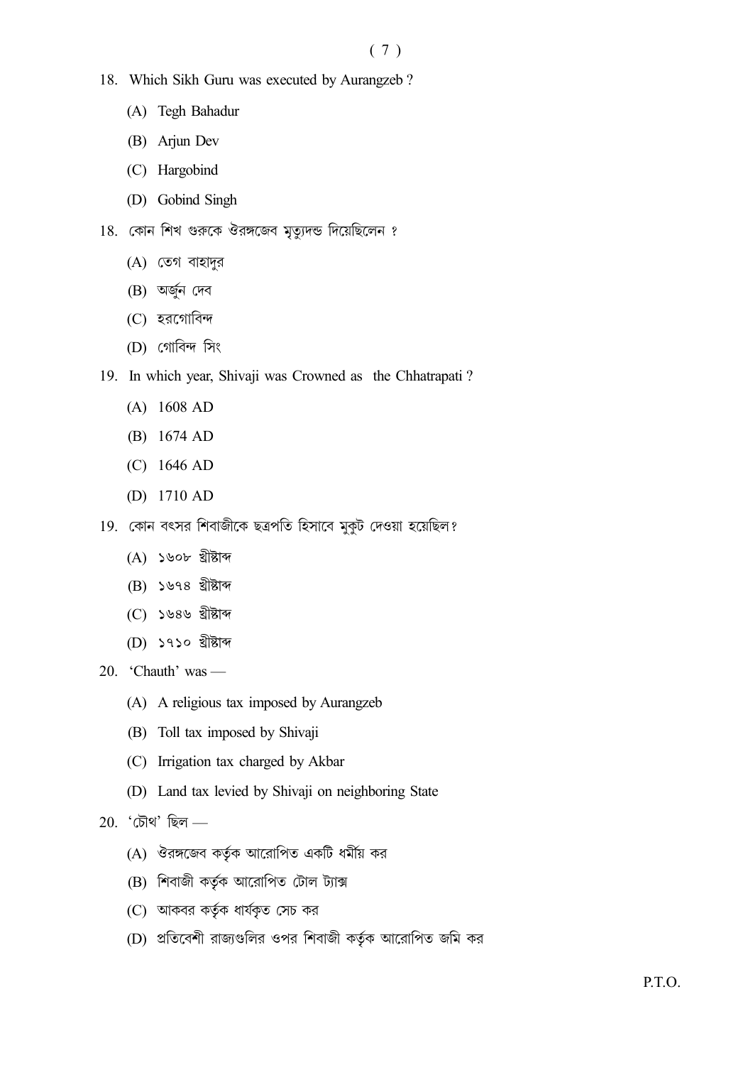18. Which Sikh Guru was executed by Aurangzeb ?

    (A) Tegh Bahadur

    (B) Arjun Dev

    (C) Hargobind

    (D) Gobind Singh

18. কোন শিখ গুরুকে ঔরঙ্গজেব মৃত্যুদন্ড দিয়েছিলেন ?

    (A) তেগ বাহাদুর

    (B) অর্জুন দেব

    (C) হরগোবিন্দ

    (D) গোবিন্দ সিং

19. In which year, Shivaji was Crowned as the Chhatrapati ?

    (A) 1608 AD

    (B) 1674 AD

    (C) 1646 AD

    (D) 1710 AD

19. কোন বৎসর শিবাজীকে ছত্রপতি হিসাবে মুকুট দেওয়া হয়েছিল?

    (A) ১৬০৮ খ্রীষ্টাব্দ

    (B) ১৬৭৪ খ্রীষ্টাব্দ

    (C) ১৬৪৬ খ্রীষ্টাব্দ

    (D) ১৭১০ খ্রীষ্টাব্দ

20. 'Chauth' was —

    (A) A religious tax imposed by Aurangzeb

    (B) Toll tax imposed by Shivaji

    (C) Irrigation tax charged by Akbar

    (D) Land tax levied by Shivaji on neighboring State

20. 'চৌথ' ছিল —

    (A) ঔরঙ্গজেব কর্তৃক আরোপিত একটি ধর্মীয় কর

    (B) শিবাজী কর্তৃক আরোপিত টোল ট্যাক্স

    (C) আকবর কর্তৃক ধার্যকৃত সেচ কর

    (D) প্রতিবেশী রাজ্যগুলির ওপর শিবাজী কর্তৃক আরোপিত জমি কর

P.T.O.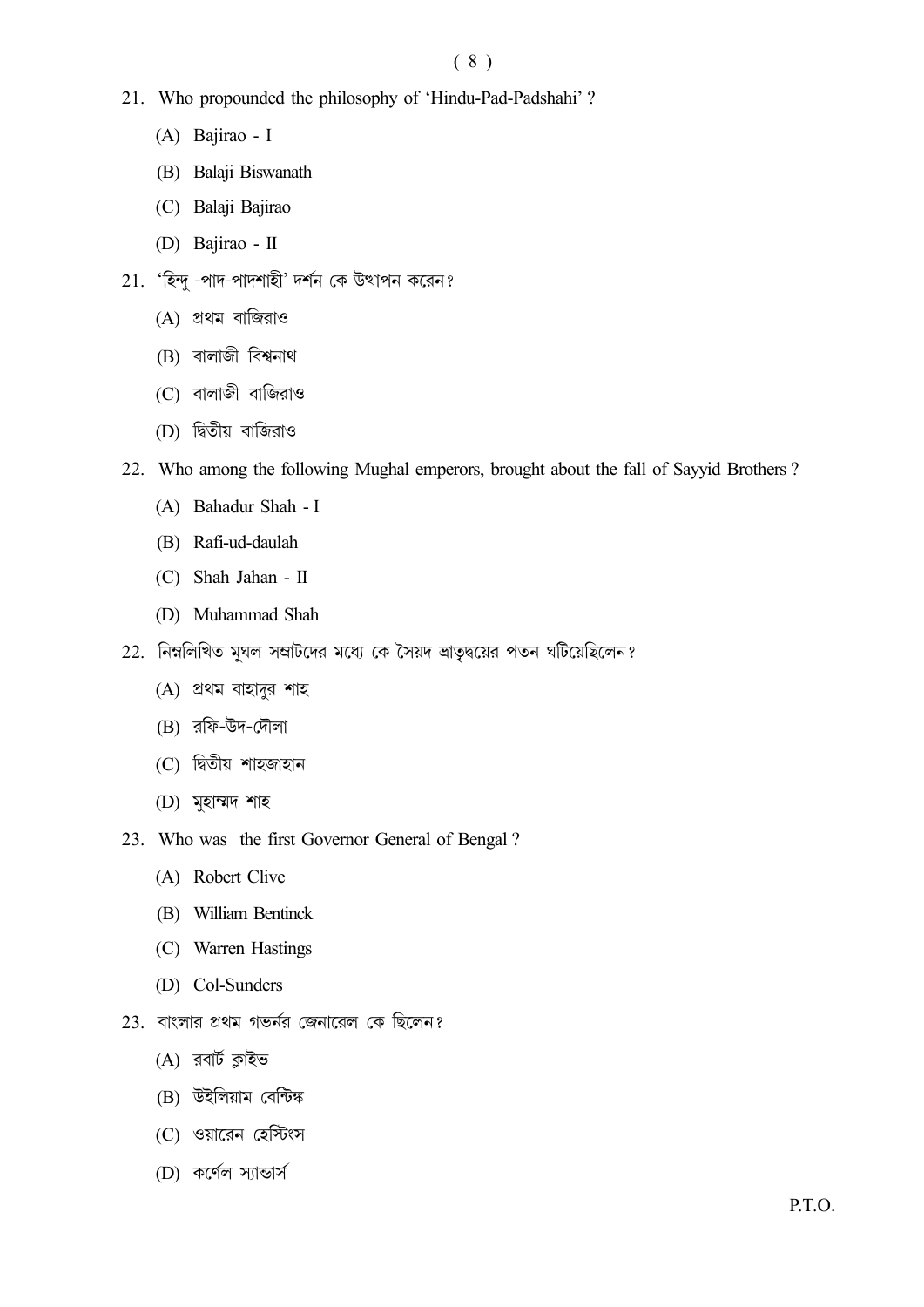21. Who propounded the philosophy of 'Hindu-Pad-Padshahi' ?

    (A) Bajirao - I

    (B) Balaji Biswanath

    (C) Balaji Bajirao

    (D) Bajirao - II

21. 'হিন্দু -পাদ-পাদশাহী' দর্শন কে উত্থাপন করেন?

    (A) প্রথম বাজিরাও

    (B) বালাজী বিশ্বনাথ

    (C) বালাজী বাজিরাও

    (D) দ্বিতীয় বাজিরাও

22. Who among the following Mughal emperors, brought about the fall of Sayyid Brothers ?

    (A) Bahadur Shah - I

    (B) Rafi-ud-daulah

    (C) Shah Jahan - II

    (D) Muhammad Shah

22. নিম্নলিখিত মুঘল সম্রাটদের মধ্যে কে সৈয়দ ভ্রাতৃদ্বয়ের পতন ঘটিয়েছিলেন?

    (A) প্রথম বাহাদুর শাহ

    (B) রফি-উদ-দৌলা

    (C) দ্বিতীয় শাহজাহান

    (D) মুহাম্মদ শাহ

23. Who was the first Governor General of Bengal ?

    (A) Robert Clive

    (B) William Bentinck

    (C) Warren Hastings

    (D) Col-Sunders

23. বাংলার প্রথম গভর্নর জেনারেল কে ছিলেন?

    (A) রবার্ট ক্লাইভ

    (B) উইলিয়াম বেন্টিঙ্ক

    (C) ওয়ারেন হেস্টিংস

    (D) কর্ণেল স্যান্ডার্স

P.T.O.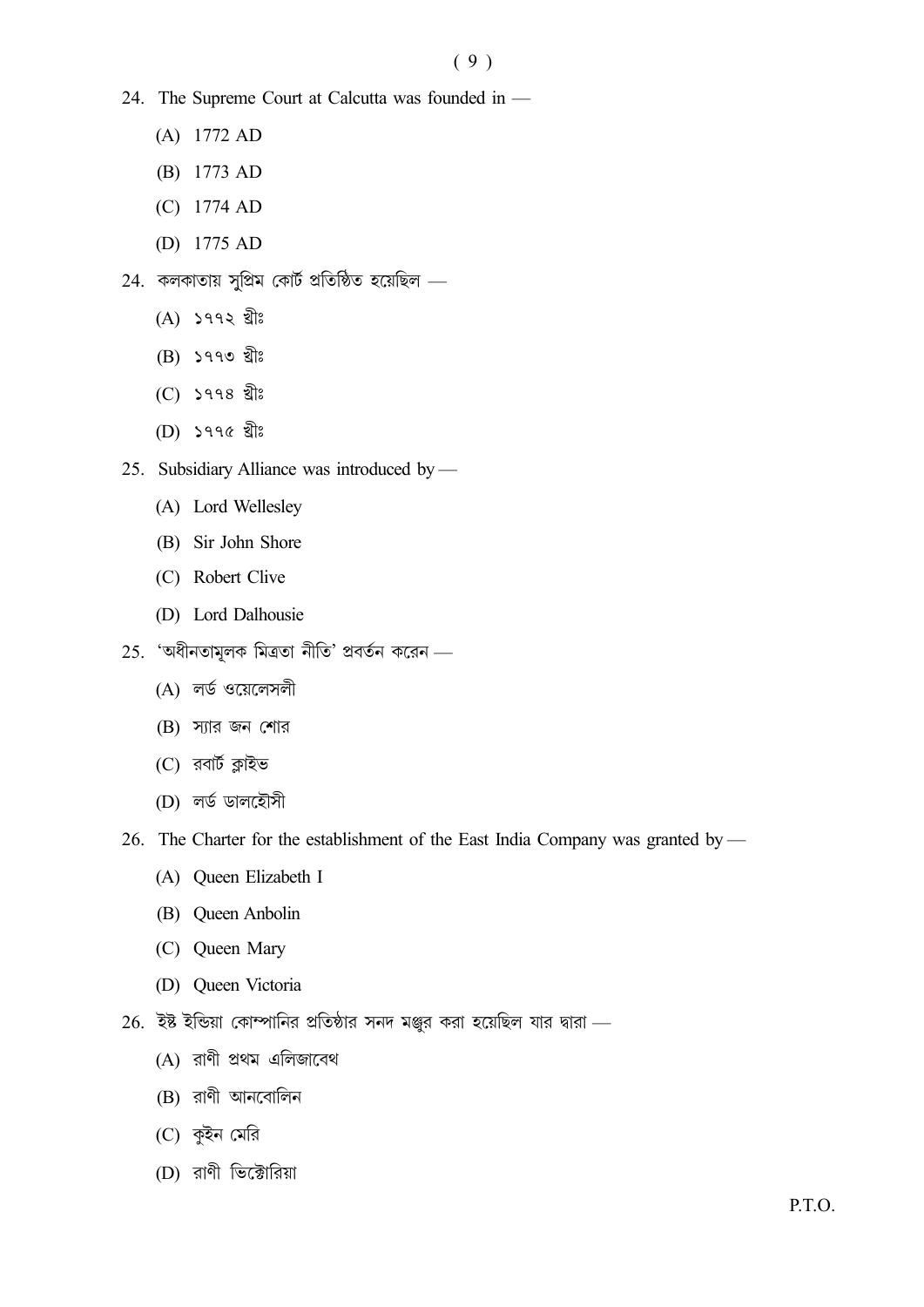24. The Supreme Court at Calcutta was founded in —

    (A) 1772 AD

    (B) 1773 AD

    (C) 1774 AD

    (D) 1775 AD

24. কলকাতায় সুপ্রিম কোর্ট প্রতিষ্ঠিত হয়েছিল —

    (A) ১৭৭২ খ্রীঃ

    (B) ১৭৭৩ খ্রীঃ

    (C) ১৭৭৪ খ্রীঃ

    (D) ১৭৭৫ খ্রীঃ

25. Subsidiary Alliance was introduced by —

    (A) Lord Wellesley

    (B) Sir John Shore

    (C) Robert Clive

    (D) Lord Dalhousie

25. 'অধীনতামূলক মিত্রতা নীতি' প্রবর্তন করেন —

    (A) লর্ড ওয়েলেসলী

    (B) স্যার জন শোর

    (C) রবার্ট ক্লাইভ

    (D) লর্ড ডালহৌসী

26. The Charter for the establishment of the East India Company was granted by —

    (A) Queen Elizabeth I

    (B) Queen Anbolin

    (C) Queen Mary

    (D) Queen Victoria

26. ইষ্ট ইন্ডিয়া কোম্পানির প্রতিষ্ঠার সনদ মঞ্জুর করা হয়েছিল যার দ্বারা —

    (A) রাণী প্রথম এলিজাবেথ

    (B) রাণী আনবোলিন

    (C) কুইন মেরি

    (D) রাণী ভিক্টোরিয়া

P.T.O.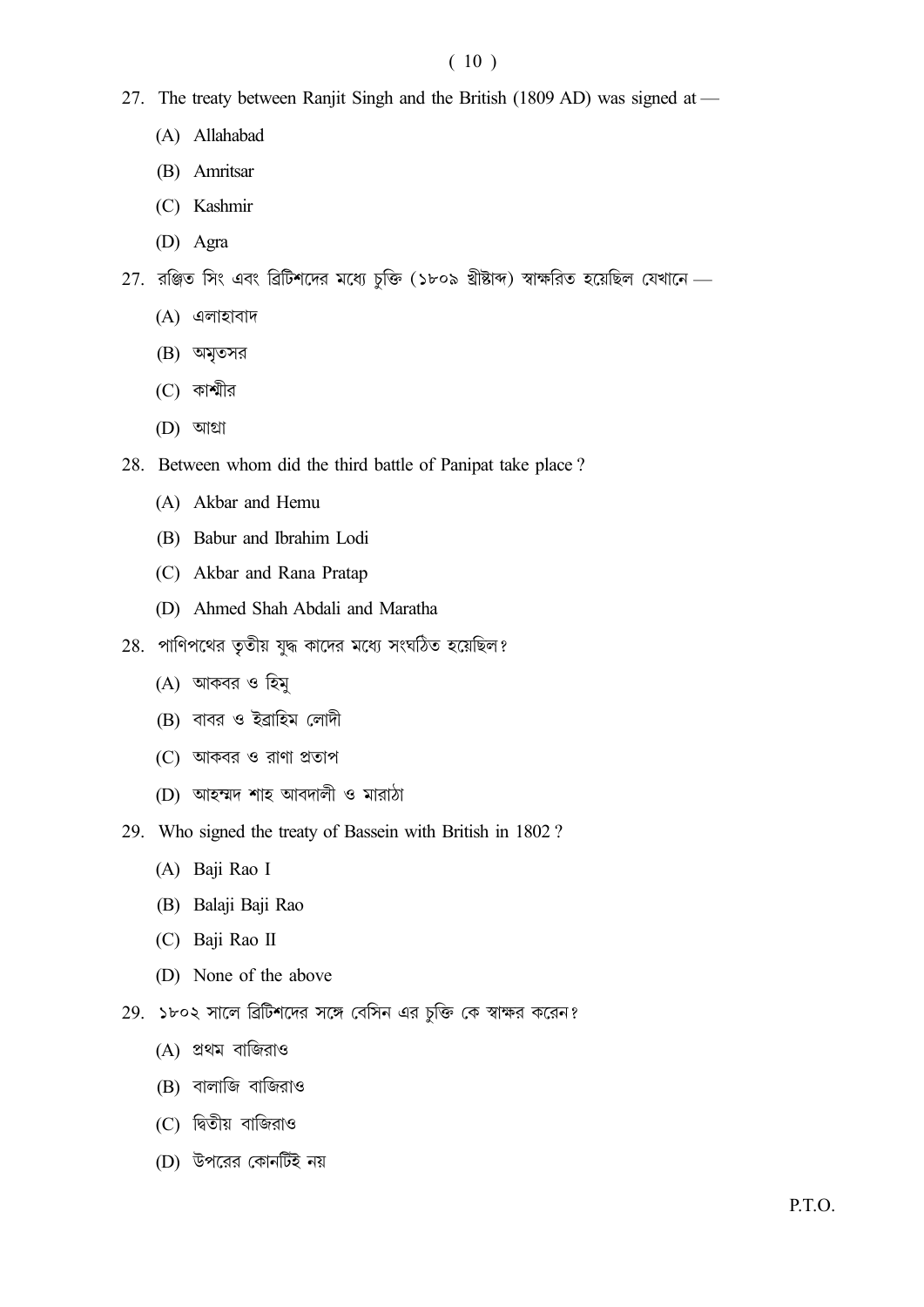27. The treaty between Ranjit Singh and the British (1809 AD) was signed at —

(A) Allahabad

(B) Amritsar

(C) Kashmir

(D) Agra

27. রঞ্জিত সিং এবং ব্রিটিশদের মধ্যে চুক্তি (১৮০৯ খ্রীষ্টাব্দ) স্বাক্ষরিত হয়েছিল যেখানে —

(A) এলাহাবাদ

(B) অমৃতসর

(C) কাশ্মীর

(D) আগ্রা

28. Between whom did the third battle of Panipat take place ?

(A) Akbar and Hemu

(B) Babur and Ibrahim Lodi

(C) Akbar and Rana Pratap

(D) Ahmed Shah Abdali and Maratha

28. পাণিপথের তৃতীয় যুদ্ধ কাদের মধ্যে সংঘঠিত হয়েছিল?

(A) আকবর ও হিমু

(B) বাবর ও ইব্রাহিম লোদী

(C) আকবর ও রাণা প্রতাপ

(D) আহম্মদ শাহ আবদালী ও মারাঠা

29. Who signed the treaty of Bassein with British in 1802 ?

(A) Baji Rao I

(B) Balaji Baji Rao

(C) Baji Rao II

(D) None of the above

29. ১৮০২ সালে ব্রিটিশদের সঙ্গে বেসিন এর চুক্তি কে স্বাক্ষর করেন?

(A) প্রথম বাজিরাও

(B) বালাজি বাজিরাও

(C) দ্বিতীয় বাজিরাও

(D) উপরের কোনটিই নয়

P.T.O.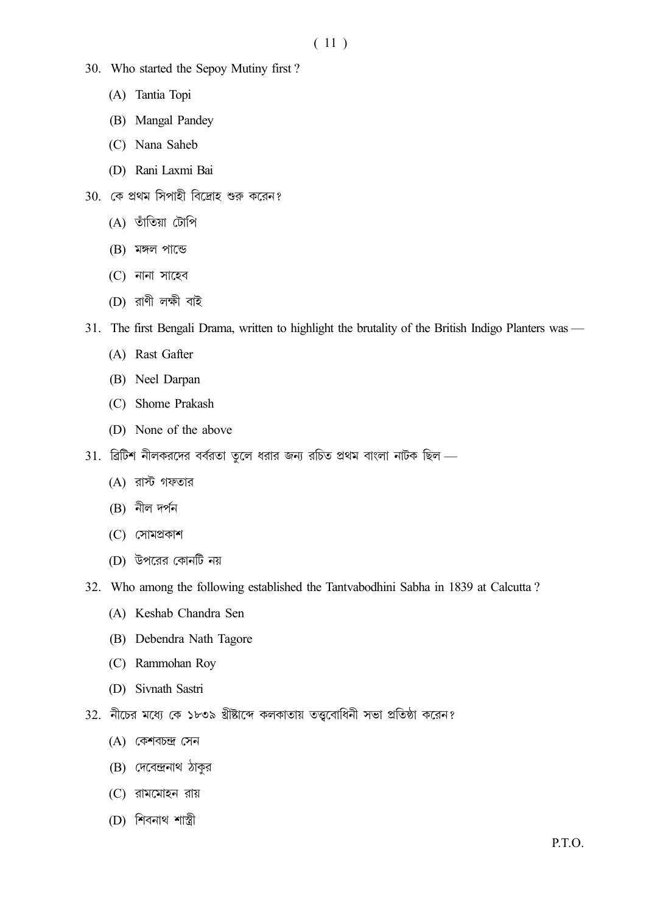30. Who started the Sepoy Mutiny first ?

    (A) Tantia Topi

    (B) Mangal Pandey

    (C) Nana Saheb

    (D) Rani Laxmi Bai

30. কে প্রথম সিপাহী বিদ্রোহ শুরু করেন?

    (A) তাঁতিয়া টোপি

    (B) মঙ্গল পান্ডে

    (C) নানা সাহেব

    (D) রাণী লক্ষী বাই

31. The first Bengali Drama, written to highlight the brutality of the British Indigo Planters was —

    (A) Rast Gafter

    (B) Neel Darpan

    (C) Shome Prakash

    (D) None of the above

31. ব্রিটিশ নীলকরদের বর্বরতা তুলে ধরার জন্য রচিত প্রথম বাংলা নাটক ছিল —

    (A) রাস্ট গফতার

    (B) নীল দর্পন

    (C) সোমপ্রকাশ

    (D) উপরের কোনটি নয়

32. Who among the following established the Tantvabodhini Sabha in 1839 at Calcutta ?

    (A) Keshab Chandra Sen

    (B) Debendra Nath Tagore

    (C) Rammohan Roy

    (D) Sivnath Sastri

32. নীচের মধ্যে কে ১৮৩৯ খ্রীষ্টাব্দে কলকাতায় তত্ত্বোধিনী সভা প্রতিষ্ঠা করেন?

    (A) কেশবচন্দ্র সেন

    (B) দেবেন্দ্রনাথ ঠাকুর

    (C) রামমোহন রায়

    (D) শিবনাথ শাস্ত্রী

P.T.O.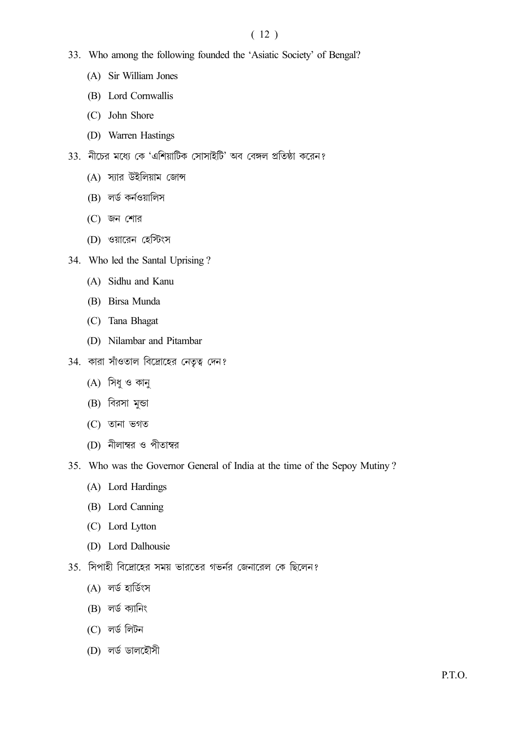33. Who among the following founded the 'Asiatic Society' of Bengal?

    (A) Sir William Jones

    (B) Lord Cornwallis

    (C) John Shore

    (D) Warren Hastings

33. নীচের মধ্যে কে 'এশিয়াটিক সোসাইটি' অব বেঙ্গল প্রতিষ্ঠা করেন?

    (A) স্যার উইলিয়াম জোন্স

    (B) লর্ড কর্নওয়ালিস

    (C) জন শোর

    (D) ওয়ারেন হেস্টিংস

34. Who led the Santal Uprising ?

    (A) Sidhu and Kanu

    (B) Birsa Munda

    (C) Tana Bhagat

    (D) Nilambar and Pitambar

34. কারা সাঁওতাল বিদ্রোহের নেতৃত্ব দেন?

    (A) সিধু ও কানু

    (B) বিরসা মুন্ডা

    (C) তানা ভগত

    (D) নীলাম্বর ও পীতাম্বর

35. Who was the Governor General of India at the time of the Sepoy Mutiny ?

    (A) Lord Hardings

    (B) Lord Canning

    (C) Lord Lytton

    (D) Lord Dalhousie

35. সিপাহী বিদ্রোহের সময় ভারতের গভর্নর জেনারেল কে ছিলেন?

    (A) লর্ড হার্ডিংস

    (B) লর্ড ক্যানিং

    (C) লর্ড লিটন

    (D) লর্ড ডালহৌসী

P.T.O.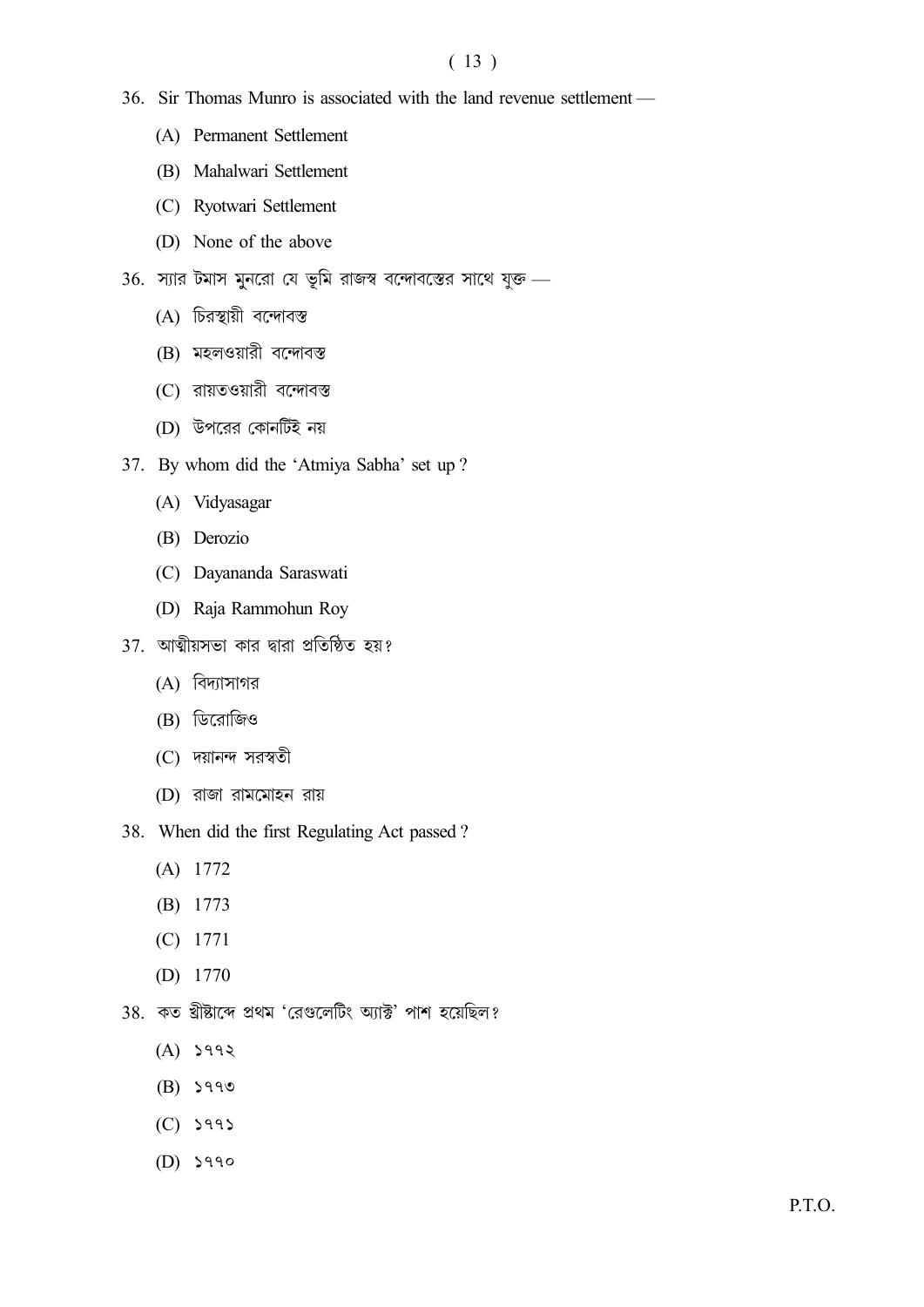36. Sir Thomas Munro is associated with the land revenue settlement —

    (A) Permanent Settlement

    (B) Mahalwari Settlement

    (C) Ryotwari Settlement

    (D) None of the above

36. স্যার টমাস মুনরো যে ভূমি রাজস্ব বন্দোবস্তের সাথে যুক্ত —

    (A) চিরস্থায়ী বন্দোবস্ত

    (B) মহলওয়ারী বন্দোবস্ত

    (C) রায়তওয়ারী বন্দোবস্ত

    (D) উপরের কোনটিই নয়

37. By whom did the 'Atmiya Sabha' set up ?

    (A) Vidyasagar

    (B) Derozio

    (C) Dayananda Saraswati

    (D) Raja Rammohun Roy

37. আত্মীয়সভা কার দ্বারা প্রতিষ্ঠিত হয়?

    (A) বিদ্যাসাগর

    (B) ডিরোজিও

    (C) দয়ানন্দ সরস্বতী

    (D) রাজা রামমোহন রায়

38. When did the first Regulating Act passed ?

    (A) 1772

    (B) 1773

    (C) 1771

    (D) 1770

38. কত খ্রীষ্টাব্দে প্রথম 'রেগুলেটিং অ্যাক্ট' পাশ হয়েছিল?

    (A) ১৭৭২

    (B) ১৭৭৩

    (C) ১৭৭১

    (D) ১৭৭০

P.T.O.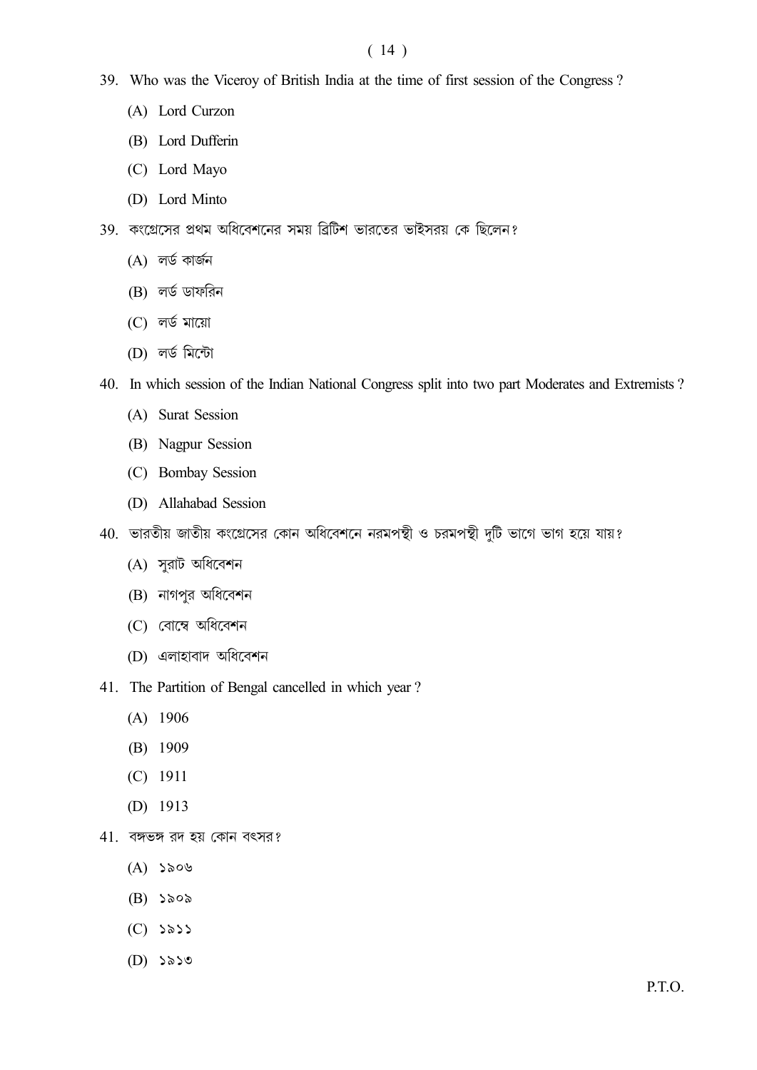39. Who was the Viceroy of British India at the time of first session of the Congress ?

(A) Lord Curzon

(B) Lord Dufferin

(C) Lord Mayo

(D) Lord Minto

39. কংগ্রেসের প্রথম অধিবেশনের সময় ব্রিটিশ ভারতের ভাইসরয় কে ছিলেন?

(A) লর্ড কার্জন

(B) লর্ড ডাফরিন

(C) লর্ড মায়ো

(D) লর্ড মিন্টো

40. In which session of the Indian National Congress split into two part Moderates and Extremists ?

(A) Surat Session

(B) Nagpur Session

(C) Bombay Session

(D) Allahabad Session

40. ভারতীয় জাতীয় কংগ্রেসের কোন অধিবেশনে নরমপন্থী ও চরমপন্থী দুটি ভাগে ভাগ হয়ে যায়?

(A) সুরাট অধিবেশন

(B) নাগপুর অধিবেশন

(C) বোম্বে অধিবেশন

(D) এলাহাবাদ অধিবেশন

41. The Partition of Bengal cancelled in which year ?

(A) 1906

(B) 1909

(C) 1911

(D) 1913

41. বঙ্গভঙ্গ রদ হয় কোন বৎসর?

(A) ১৯০৬

(B) ১৯০৯

(C) ১৯১১

(D) ১৯১৩

P.T.O.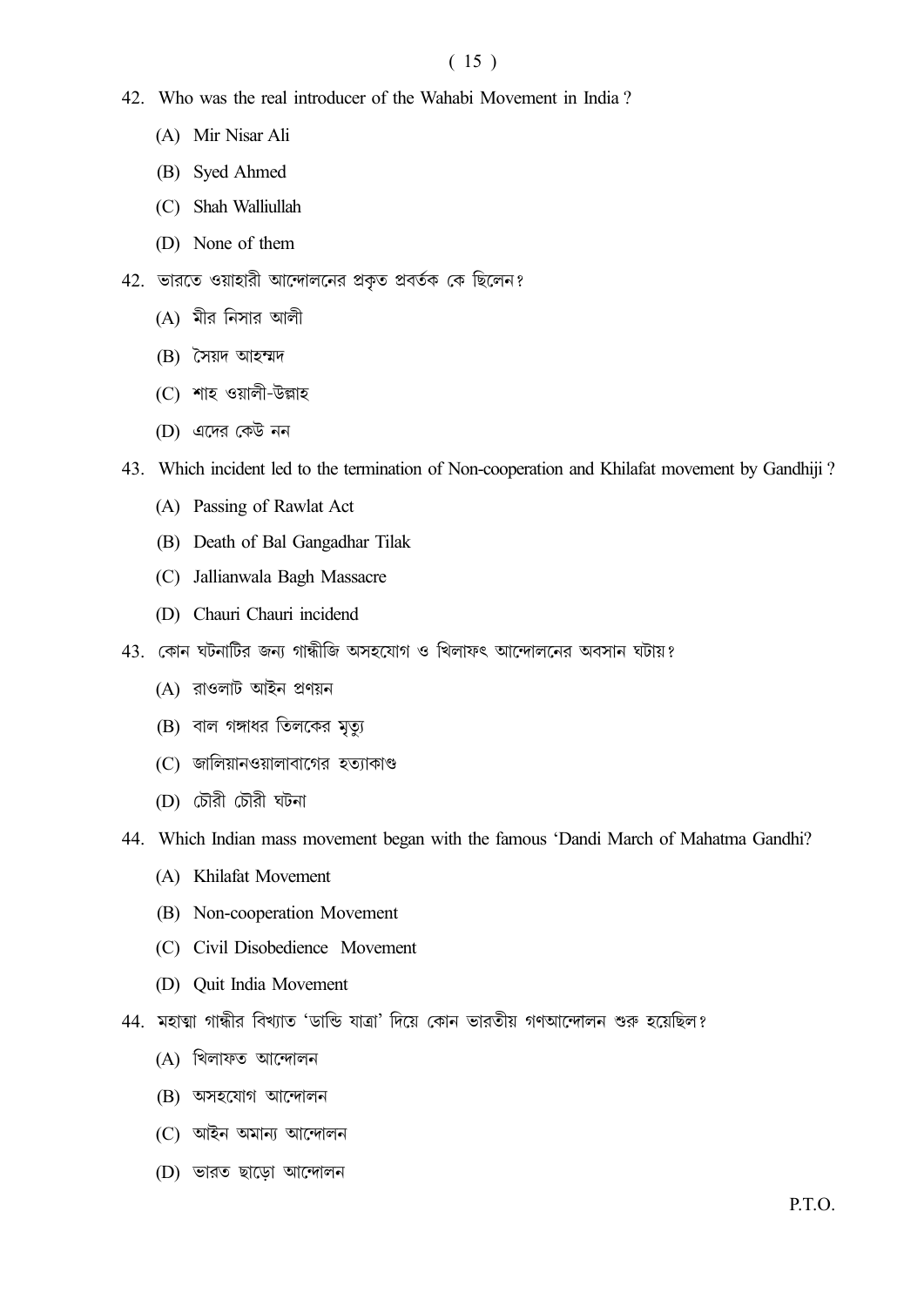42. Who was the real introducer of the Wahabi Movement in India ?

    (A) Mir Nisar Ali

    (B) Syed Ahmed

    (C) Shah Walliullah

    (D) None of them

42. ভারতে ওয়াহাবী আন্দোলনের প্রকৃত প্রবর্তক কে ছিলেন?

    (A) মীর নিসার আলী

    (B) সৈয়দ আহম্মদ

    (C) শাহ ওয়ালী-উল্লাহ

    (D) এদের কেউ নন

43. Which incident led to the termination of Non-cooperation and Khilafat movement by Gandhiji ?

    (A) Passing of Rawlat Act

    (B) Death of Bal Gangadhar Tilak

    (C) Jallianwala Bagh Massacre

    (D) Chauri Chauri incidend

43. কোন ঘটনাটির জন্য গান্ধীজি অসহযোগ ও খিলাফৎ আন্দোলনের অবসান ঘটায়?

    (A) রাওলাট আইন প্রণয়ন

    (B) বাল গঙ্গাধর তিলকের মৃত্যু

    (C) জালিয়ানওয়ালাবাগের হত্যাকাণ্ড

    (D) চৌরী চৌরী ঘটনা

44. Which Indian mass movement began with the famous 'Dandi March of Mahatma Gandhi?

    (A) Khilafat Movement

    (B) Non-cooperation Movement

    (C) Civil Disobedience Movement

    (D) Quit India Movement

44. মহাত্মা গান্ধীর বিখ্যাত 'ডান্ডি যাত্রা' দিয়ে কোন ভারতীয় গণআন্দোলন শুরু হয়েছিল?

    (A) খিলাফত আন্দোলন

    (B) অসহযোগ আন্দোলন

    (C) আইন অমান্য আন্দোলন

    (D) ভারত ছাড়ো আন্দোলন

P.T.O.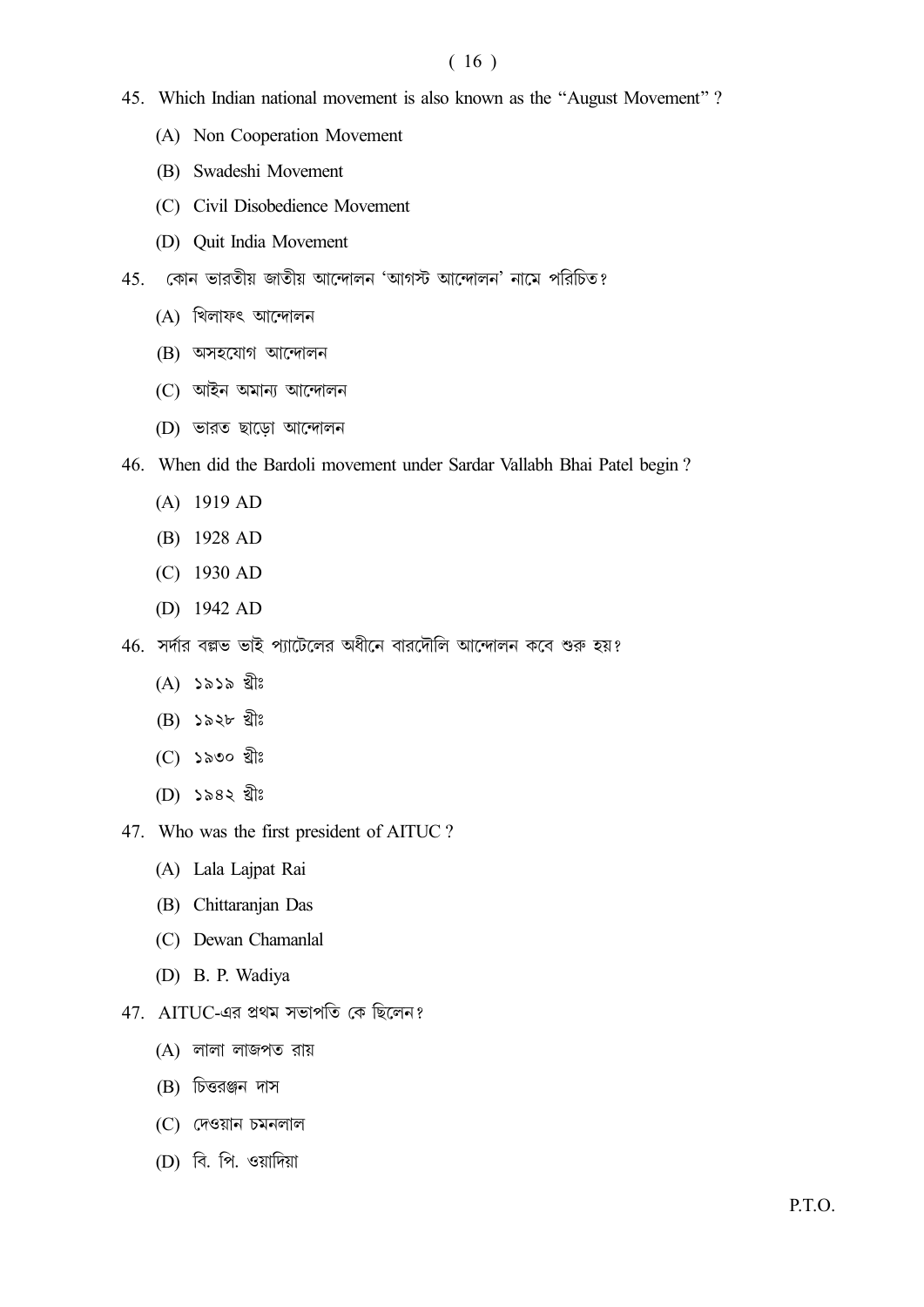45. Which Indian national movement is also known as the "August Movement" ?

   (A) Non Cooperation Movement

   (B) Swadeshi Movement

   (C) Civil Disobedience Movement

   (D) Quit India Movement

45. কোন ভারতীয় জাতীয় আন্দোলন 'আগস্ট আন্দোলন' নামে পরিচিত?

   (A) খিলাফৎ আন্দোলন

   (B) অসহযোগ আন্দোলন

   (C) আইন অমান্য আন্দোলন

   (D) ভারত ছাড়ো আন্দোলন

46. When did the Bardoli movement under Sardar Vallabh Bhai Patel begin ?

   (A) 1919 AD

   (B) 1928 AD

   (C) 1930 AD

   (D) 1942 AD

46. সর্দার বল্লভ ভাই প্যাটেলের অধীনে বারদৌলি আন্দোলন কবে শুরু হয়?

   (A) ১৯১৯ খ্রীঃ

   (B) ১৯২৮ খ্রীঃ

   (C) ১৯৩০ খ্রীঃ

   (D) ১৯৪২ খ্রীঃ

47. Who was the first president of AITUC ?

   (A) Lala Lajpat Rai

   (B) Chittaranjan Das

   (C) Dewan Chamanlal

   (D) B. P. Wadiya

47. AITUC-এর প্রথম সভাপতি কে ছিলেন?

   (A) লালা লাজপত রায়

   (B) চিত্তরঞ্জন দাস

   (C) দেওয়ান চমনলাল

   (D) বি. পি. ওয়াদিয়া

P.T.O.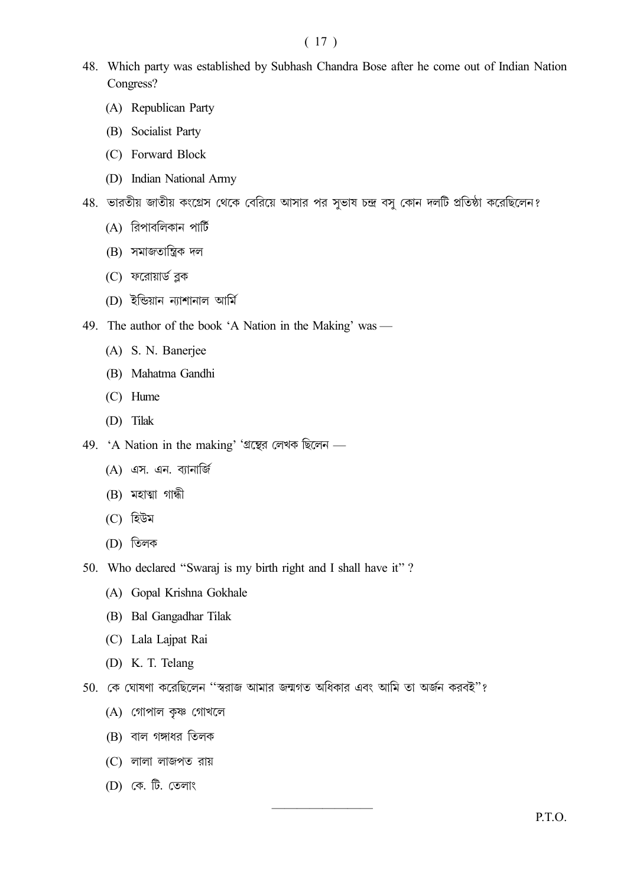48. Which party was established by Subhash Chandra Bose after he come out of Indian Nation Congress?

(A) Republican Party

(B) Socialist Party

(C) Forward Block

(D) Indian National Army

48. ভারতীয় জাতীয় কংগ্রেস থেকে বেরিয়ে আসার পর সুভাষ চন্দ্র বসু কোন দলটি প্রতিষ্ঠা করেছিলেন?

(A) রিপাবলিকান পার্টি

(B) সমাজতান্ত্রিক দল

(C) ফরোয়ার্ড ব্লক

(D) ইন্ডিয়ান ন্যাশানাল আর্মি

49. The author of the book 'A Nation in the Making' was —

(A) S. N. Banerjee

(B) Mahatma Gandhi

(C) Hume

(D) Tilak

49. 'A Nation in the making' 'গ্রন্থের লেখক ছিলেন —

(A) এস. এন. ব্যানার্জি

(B) মহাত্মা গান্ধী

(C) হিউম

(D) তিলক

50. Who declared "Swaraj is my birth right and I shall have it" ?

(A) Gopal Krishna Gokhale

(B) Bal Gangadhar Tilak

(C) Lala Lajpat Rai

(D) K. T. Telang

50. কে ঘোষণা করেছিলেন "স্বরাজ আমার জন্মগত অধিকার এবং আমি তা অর্জন করবই"?

(A) গোপাল কৃষ্ণ গোখলে

(B) বাল গঙ্গাধর তিলক

(C) লালা লাজপত রায়

(D) কে. টি. তেলাং

P.T.O.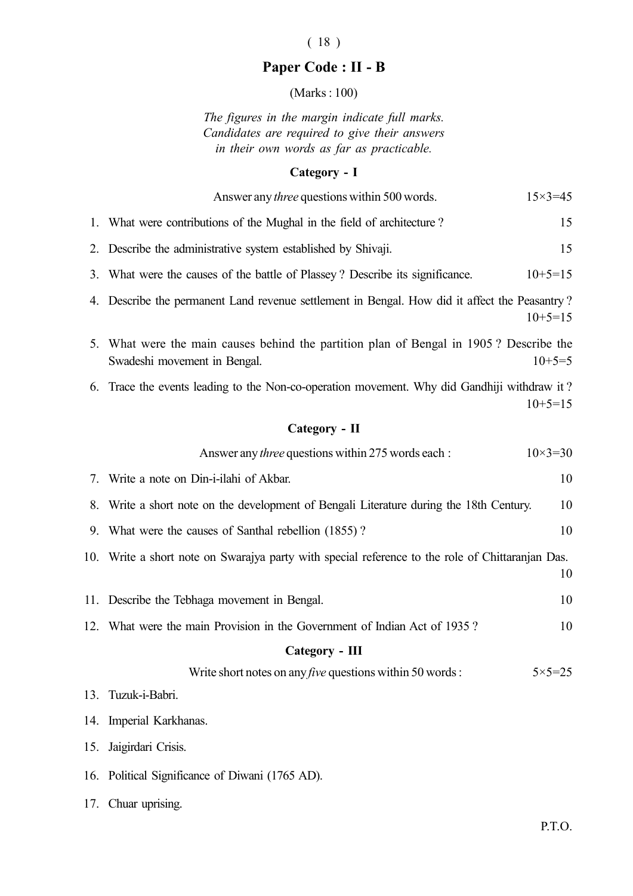## Paper Code : II - B

(Marks : 100)

*The figures in the margin indicate full marks. Candidates are required to give their answers in their own words as far as practicable.*

### Category - I

Answer any *three* questions within 500 words. 15×3=45

1. What were contributions of the Mughal in the field of architecture ? 15
2. Describe the administrative system established by Shivaji. 15
3. What were the causes of the battle of Plassey ? Describe its significance. 10+5=15
4. Describe the permanent Land revenue settlement in Bengal. How did it affect the Peasantry ? 10+5=15
5. What were the main causes behind the partition plan of Bengal in 1905 ? Describe the Swadeshi movement in Bengal. 10+5=5
6. Trace the events leading to the Non-co-operation movement. Why did Gandhiji withdraw it ? 10+5=15

### Category - II

Answer any *three* questions within 275 words each : 10×3=30

7. Write a note on Din-i-ilahi of Akbar. 10
8. Write a short note on the development of Bengali Literature during the 18th Century. 10
9. What were the causes of Santhal rebellion (1855) ? 10
10. Write a short note on Swarajya party with special reference to the role of Chittaranjan Das. 10
11. Describe the Tebhaga movement in Bengal. 10
12. What were the main Provision in the Government of Indian Act of 1935 ? 10

### Category - III

Write short notes on any *five* questions within 50 words : 5×5=25

13. Tuzuk-i-Babri.
14. Imperial Karkhanas.
15. Jaigirdari Crisis.
16. Political Significance of Diwani (1765 AD).
17. Chuar uprising.

P.T.O.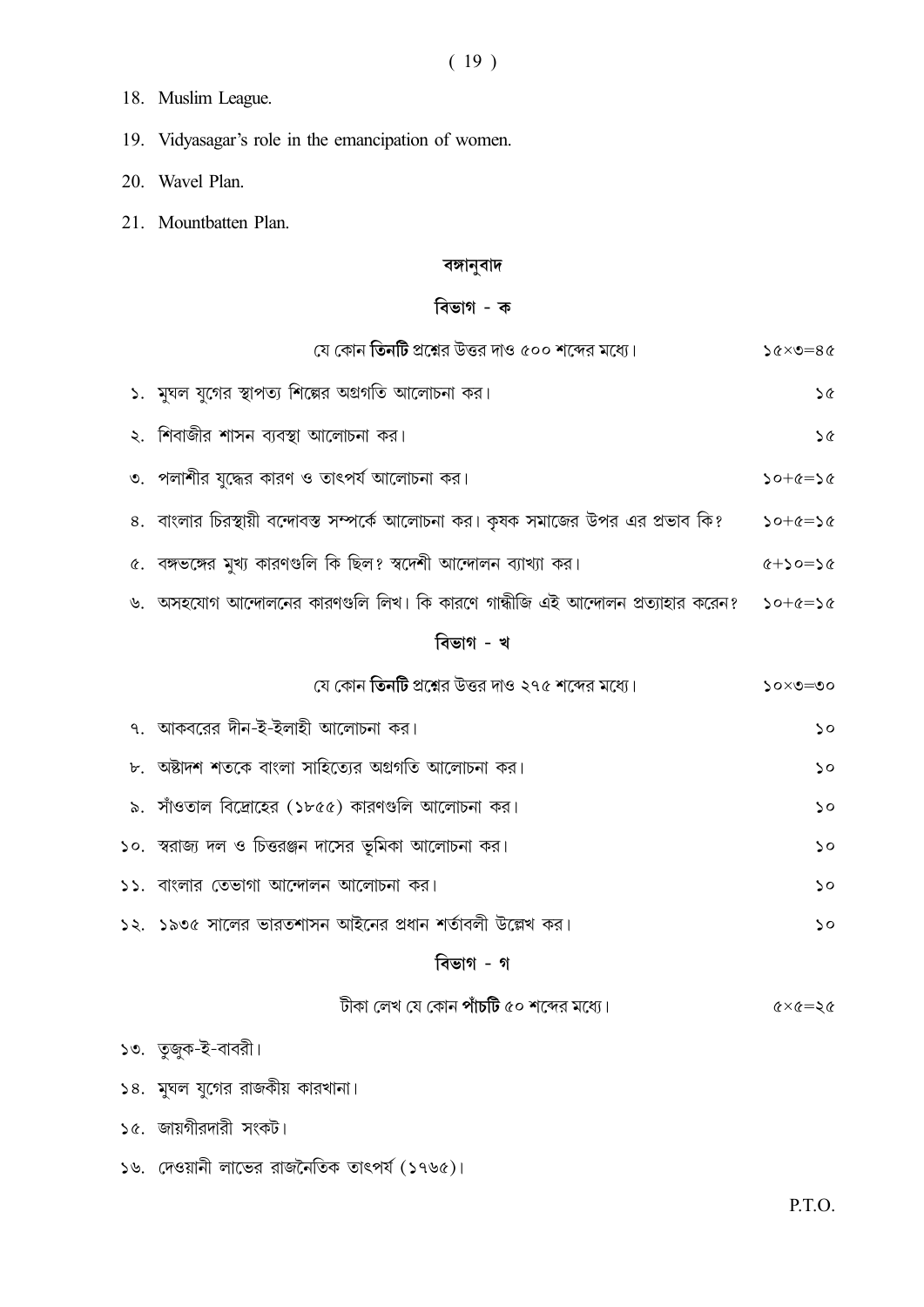18. Muslim League.

19. Vidyasagar's role in the emancipation of women.

20. Wavel Plan.

21. Mountbatten Plan.

## বঙ্গানুবাদ

### বিভাগ - ক

যে কোন **তিনটি** প্রশ্নের উত্তর দাও ৫০০ শব্দের মধ্যে। ১৫×৩=৪৫

১. মুঘল যুগের স্থাপত্য শিল্পের অগ্রগতি আলোচনা কর। ১৫

২. শিবাজীর শাসন ব্যবস্থা আলোচনা কর। ১৫

৩. পলাশীর যুদ্ধের কারণ ও তাৎপর্য আলোচনা কর। ১০+৫=১৫

৪. বাংলার চিরস্থায়ী বন্দোবস্ত সম্পর্কে আলোচনা কর। কৃষক সমাজের উপর এর প্রভাব কি? ১০+৫=১৫

৫. বঙ্গভঙ্গের মুখ্য কারণগুলি কি ছিল? স্বদেশী আন্দোলন ব্যাখ্যা কর। ৫+১০=১৫

৬. অসহযোগ আন্দোলনের কারণগুলি লিখ। কি কারণে গান্ধীজি এই আন্দোলন প্রত্যাহার করেন? ১০+৫=১৫

### বিভাগ - খ

যে কোন **তিনটি** প্রশ্নের উত্তর দাও ২৭৫ শব্দের মধ্যে। ১০×৩=৩০

৭. আকবরের দীন-ই-ইলাহী আলোচনা কর। ১০

৮. অষ্টাদশ শতকে বাংলা সাহিত্যের অগ্রগতি আলোচনা কর। ১০

৯. সাঁওতাল বিদ্রোহের (১৮৫৫) কারণগুলি আলোচনা কর। ১০

১০. স্বরাজ্য দল ও চিত্তরঞ্জন দাসের ভূমিকা আলোচনা কর। ১০

১১. বাংলার তেভাগা আন্দোলন আলোচনা কর। ১০

১২. ১৯৩৫ সালের ভারতশাসন আইনের প্রধান শর্তাবলী উল্লেখ কর। ১০

### বিভাগ - গ

টীকা লেখ যে কোন **পাঁচটি** ৫০ শব্দের মধ্যে। ৫×৫=২৫

১৩. তুজুক-ই-বাবরী।

১৪. মুঘল যুগের রাজকীয় কারখানা।

১৫. জায়গীরদারী সংকট।

১৬. দেওয়ানী লাভের রাজনৈতিক তাৎপর্য (১৭৬৫)।

P.T.O.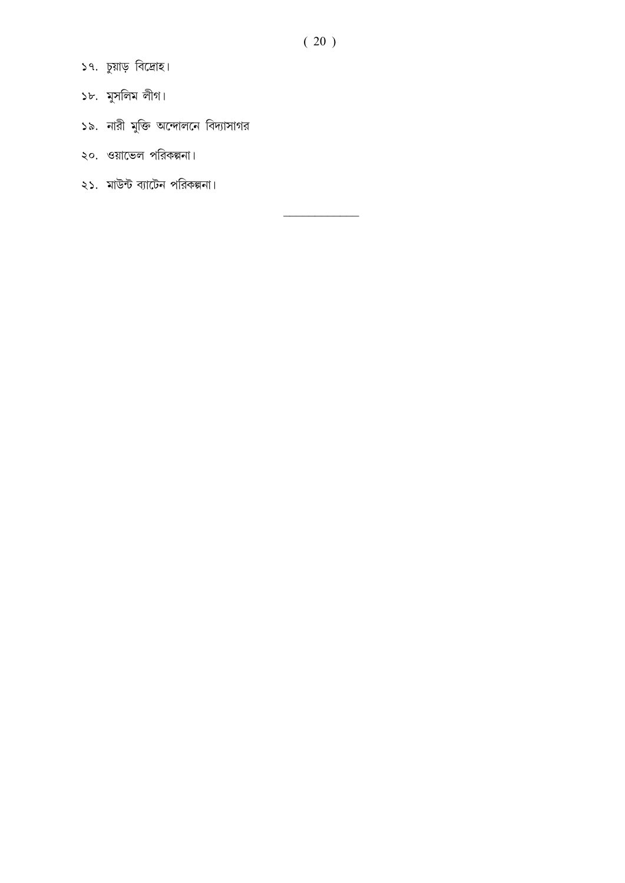১৭. চুয়াড় বিদ্রোহ।

১৮. মুসলিম লীগ।

১৯. নারী মুক্তি অন্দোলনে বিদ্যাসাগর

২০. ওয়াভেল পরিকল্পনা।

২১. মাউন্ট ব্যাটেন পরিকল্পনা।

---